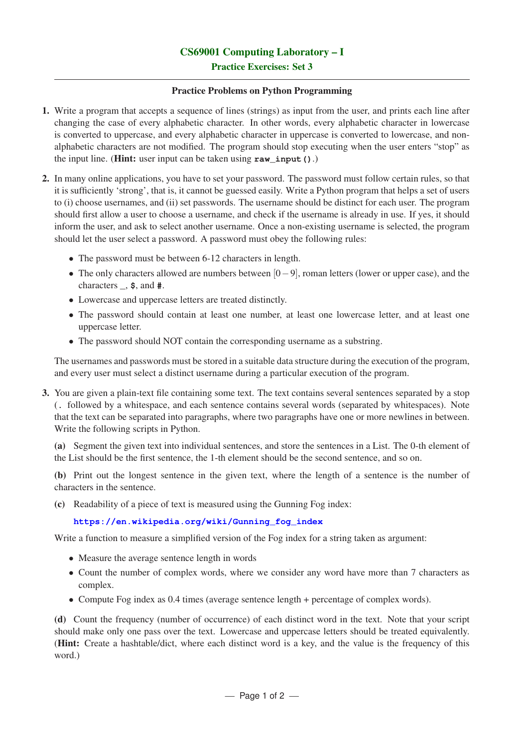# CS69001 Computing Laboratory – I

## Practice Exercises: Set 3

---

### Practice Problems on Python Programming

**1.** Write a program that accepts a sequence of lines (strings) as input from the user, and prints each line after changing the case of every alphabetic character. In other words, every alphabetic character in lowercase is converted to uppercase, and every alphabetic character in uppercase is converted to lowercase, and non-alphabetic characters are not modified. The program should stop executing when the user enters "stop" as the input line. (**Hint:** user input can be taken using `raw_input()`.)

**2.** In many online applications, you have to set your password. The password must follow certain rules, so that it is sufficiently 'strong', that is, it cannot be guessed easily. Write a Python program that helps a set of users to (i) choose usernames, and (ii) set passwords. The username should be distinct for each user. The program should first allow a user to choose a username, and check if the username is already in use. If yes, it should inform the user, and ask to select another username. Once a non-existing username is selected, the program should let the user select a password. A password must obey the following rules:

- The password must be between 6-12 characters in length.
- The only characters allowed are numbers between $[0-9]$, roman letters (lower or upper case), and the characters _, `$`, and `#`.
- Lowercase and uppercase letters are treated distinctly.
- The password should contain at least one number, at least one lowercase letter, and at least one uppercase letter.
- The password should NOT contain the corresponding username as a substring.

The usernames and passwords must be stored in a suitable data structure during the execution of the program, and every user must select a distinct username during a particular execution of the program.

**3.** You are given a plain-text file containing some text. The text contains several sentences separated by a stop (`.` followed by a whitespace, and each sentence contains several words (separated by whitespaces). Note that the text can be separated into paragraphs, where two paragraphs have one or more newlines in between. Write the following scripts in Python.

**(a)** Segment the given text into individual sentences, and store the sentences in a List. The 0-th element of the List should be the first sentence, the 1-th element should be the second sentence, and so on.

**(b)** Print out the longest sentence in the given text, where the length of a sentence is the number of characters in the sentence.

**(c)** Readability of a piece of text is measured using the Gunning Fog index:

**https://en.wikipedia.org/wiki/Gunning_fog_index**

Write a function to measure a simplified version of the Fog index for a string taken as argument:

- Measure the average sentence length in words
- Count the number of complex words, where we consider any word have more than 7 characters as complex.
- Compute Fog index as 0.4 times (average sentence length + percentage of complex words).

**(d)** Count the frequency (number of occurrence) of each distinct word in the text. Note that your script should make only one pass over the text. Lowercase and uppercase letters should be treated equivalently. (**Hint:** Create a hashtable/dict, where each distinct word is a key, and the value is the frequency of this word.)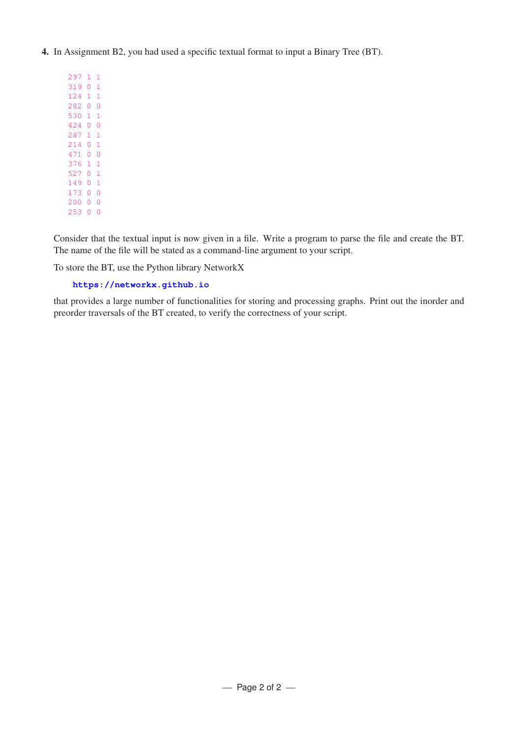4. In Assignment B2, you had used a specific textual format to input a Binary Tree (BT).

```
297 1 1
319 0 1
124 1 1
282 0 0
530 1 1
424 0 0
287 1 1
214 0 1
471 0 0
376 1 1
527 0 1
149 0 1
173 0 0
200 0 0
253 0 0
```

Consider that the textual input is now given in a file. Write a program to parse the file and create the BT. The name of the file will be stated as a command-line argument to your script.

To store the BT, use the Python library NetworkX

**https://networkx.github.io**

that provides a large number of functionalities for storing and processing graphs. Print out the inorder and preorder traversals of the BT created, to verify the correctness of your script.